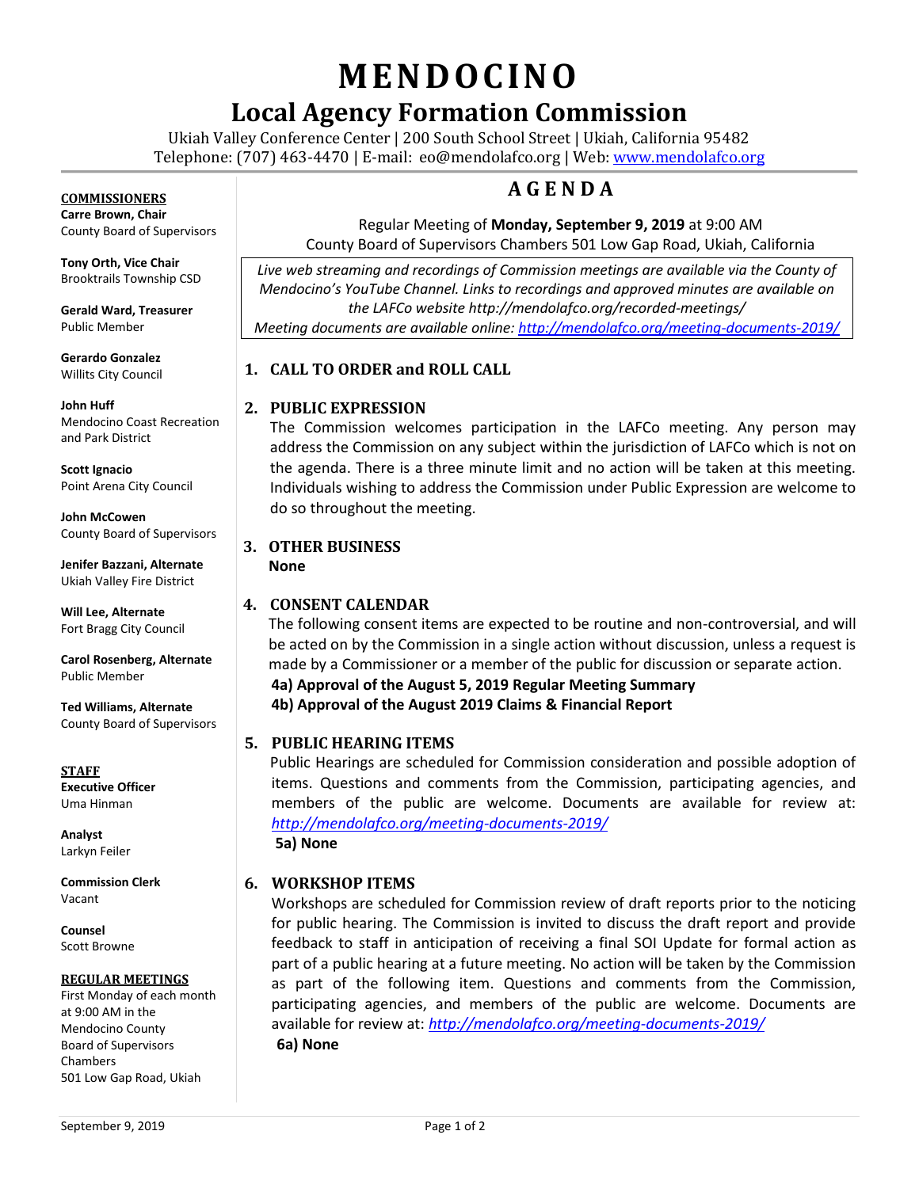# MENDOCINO

## Local Agency Formation Commission

Ukiah Valley Conference Center | 200 South School Street | Ukiah, California 95482
Telephone: (707) 463-4470 | E-mail: eo@mendolafco.org | Web: www.mendolafco.org

**COMMISSIONERS**

**Carre Brown, Chair**
County Board of Supervisors

**Tony Orth, Vice Chair**
Brooktrails Township CSD

**Gerald Ward, Treasurer**
Public Member

**Gerardo Gonzalez**
Willits City Council

**John Huff**
Mendocino Coast Recreation and Park District

**Scott Ignacio**
Point Arena City Council

**John McCowen**
County Board of Supervisors

**Jenifer Bazzani, Alternate**
Ukiah Valley Fire District

**Will Lee, Alternate**
Fort Bragg City Council

**Carol Rosenberg, Alternate**
Public Member

**Ted Williams, Alternate**
County Board of Supervisors

**STAFF**

**Executive Officer**
Uma Hinman

**Analyst**
Larkyn Feiler

**Commission Clerk**
Vacant

**Counsel**
Scott Browne

**REGULAR MEETINGS**

First Monday of each month at 9:00 AM in the Mendocino County Board of Supervisors Chambers
501 Low Gap Road, Ukiah

## AGENDA

Regular Meeting of **Monday, September 9, 2019** at 9:00 AM
County Board of Supervisors Chambers 501 Low Gap Road, Ukiah, California

*Live web streaming and recordings of Commission meetings are available via the County of Mendocino's YouTube Channel. Links to recordings and approved minutes are available on the LAFCo website http://mendolafco.org/recorded-meetings/*
*Meeting documents are available online: http://mendolafco.org/meeting-documents-2019/*

### 1. CALL TO ORDER and ROLL CALL

### 2. PUBLIC EXPRESSION

The Commission welcomes participation in the LAFCo meeting. Any person may address the Commission on any subject within the jurisdiction of LAFCo which is not on the agenda. There is a three minute limit and no action will be taken at this meeting. Individuals wishing to address the Commission under Public Expression are welcome to do so throughout the meeting.

### 3. OTHER BUSINESS

**None**

### 4. CONSENT CALENDAR

The following consent items are expected to be routine and non-controversial, and will be acted on by the Commission in a single action without discussion, unless a request is made by a Commissioner or a member of the public for discussion or separate action.

**4a) Approval of the August 5, 2019 Regular Meeting Summary**
**4b) Approval of the August 2019 Claims & Financial Report**

### 5. PUBLIC HEARING ITEMS

Public Hearings are scheduled for Commission consideration and possible adoption of items. Questions and comments from the Commission, participating agencies, and members of the public are welcome. Documents are available for review at: *http://mendolafco.org/meeting-documents-2019/*

**5a) None**

### 6. WORKSHOP ITEMS

Workshops are scheduled for Commission review of draft reports prior to the noticing for public hearing. The Commission is invited to discuss the draft report and provide feedback to staff in anticipation of receiving a final SOI Update for formal action as part of a public hearing at a future meeting. No action will be taken by the Commission as part of the following item. Questions and comments from the Commission, participating agencies, and members of the public are welcome. Documents are available for review at: *http://mendolafco.org/meeting-documents-2019/*

**6a) None**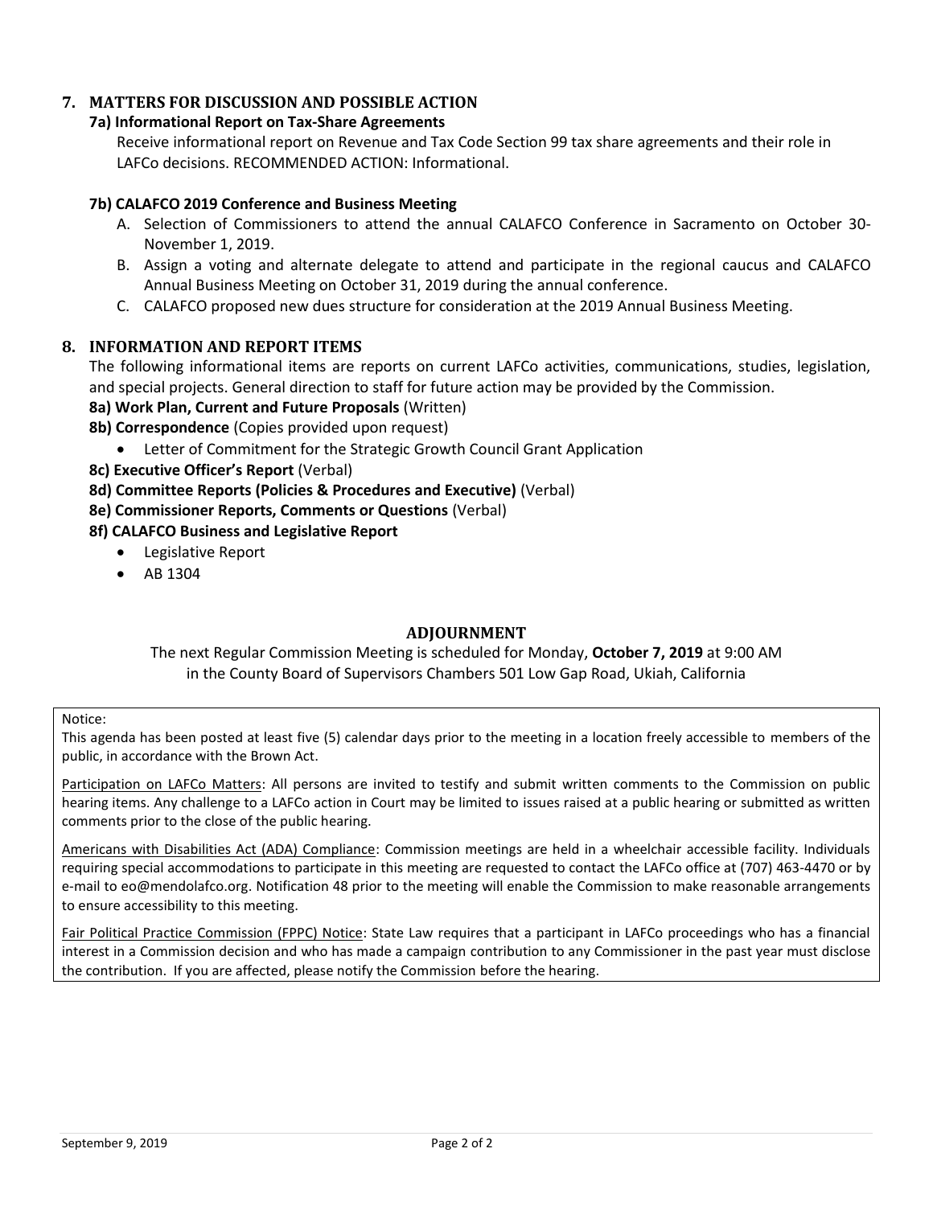## 7. MATTERS FOR DISCUSSION AND POSSIBLE ACTION

### 7a) Informational Report on Tax-Share Agreements

Receive informational report on Revenue and Tax Code Section 99 tax share agreements and their role in LAFCo decisions. RECOMMENDED ACTION: Informational.

### 7b) CALAFCO 2019 Conference and Business Meeting

A. Selection of Commissioners to attend the annual CALAFCO Conference in Sacramento on October 30-November 1, 2019.

B. Assign a voting and alternate delegate to attend and participate in the regional caucus and CALAFCO Annual Business Meeting on October 31, 2019 during the annual conference.

C. CALAFCO proposed new dues structure for consideration at the 2019 Annual Business Meeting.

## 8. INFORMATION AND REPORT ITEMS

The following informational items are reports on current LAFCo activities, communications, studies, legislation, and special projects. General direction to staff for future action may be provided by the Commission.

**8a) Work Plan, Current and Future Proposals** (Written)

**8b) Correspondence** (Copies provided upon request)

- Letter of Commitment for the Strategic Growth Council Grant Application

**8c) Executive Officer's Report** (Verbal)

**8d) Committee Reports (Policies & Procedures and Executive)** (Verbal)

**8e) Commissioner Reports, Comments or Questions** (Verbal)

**8f) CALAFCO Business and Legislative Report**

- Legislative Report
- AB 1304

## ADJOURNMENT

The next Regular Commission Meeting is scheduled for Monday, **October 7, 2019** at 9:00 AM in the County Board of Supervisors Chambers 501 Low Gap Road, Ukiah, California

Notice:

This agenda has been posted at least five (5) calendar days prior to the meeting in a location freely accessible to members of the public, in accordance with the Brown Act.

Participation on LAFCo Matters: All persons are invited to testify and submit written comments to the Commission on public hearing items. Any challenge to a LAFCo action in Court may be limited to issues raised at a public hearing or submitted as written comments prior to the close of the public hearing.

Americans with Disabilities Act (ADA) Compliance: Commission meetings are held in a wheelchair accessible facility. Individuals requiring special accommodations to participate in this meeting are requested to contact the LAFCo office at (707) 463-4470 or by e-mail to eo@mendolafco.org. Notification 48 prior to the meeting will enable the Commission to make reasonable arrangements to ensure accessibility to this meeting.

Fair Political Practice Commission (FPPC) Notice: State Law requires that a participant in LAFCo proceedings who has a financial interest in a Commission decision and who has made a campaign contribution to any Commissioner in the past year must disclose the contribution. If you are affected, please notify the Commission before the hearing.